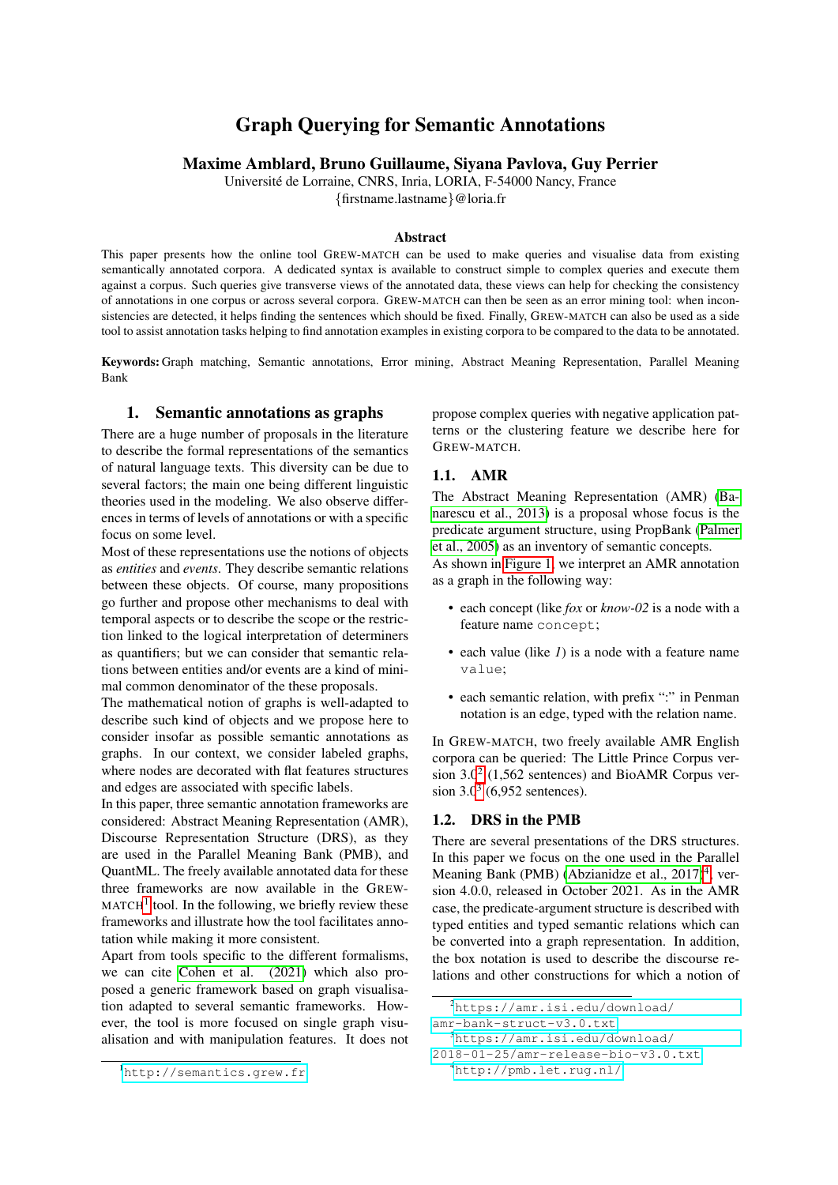# Graph Querying for Semantic Annotations

**Maxime Amblard, Bruno Guillaume, Siyana Pavlova, Guy Perrier**

Université de Lorraine, CNRS, Inria, LORIA, F-54000 Nancy, France

{firstname.lastname}@loria.fr

## Abstract

This paper presents how the online tool GREW-MATCH can be used to make queries and visualise data from existing semantically annotated corpora. A dedicated syntax is available to construct simple to complex queries and execute them against a corpus. Such queries give transverse views of the annotated data, these views can help for checking the consistency of annotations in one corpus or across several corpora. GREW-MATCH can then be seen as an error mining tool: when inconsistencies are detected, it helps finding the sentences which should be fixed. Finally, GREW-MATCH can also be used as a side tool to assist annotation tasks helping to find annotation examples in existing corpora to be compared to the data to be annotated.

**Keywords:** Graph matching, Semantic annotations, Error mining, Abstract Meaning Representation, Parallel Meaning Bank

## 1. Semantic annotations as graphs

There are a huge number of proposals in the literature to describe the formal representations of the semantics of natural language texts. This diversity can be due to several factors; the main one being different linguistic theories used in the modeling. We also observe differences in terms of levels of annotations or with a specific focus on some level.

Most of these representations use the notions of objects as *entities* and *events*. They describe semantic relations between these objects. Of course, many propositions go further and propose other mechanisms to deal with temporal aspects or to describe the scope or the restriction linked to the logical interpretation of determiners as quantifiers; but we can consider that semantic relations between entities and/or events are a kind of minimal common denominator of the these proposals.

The mathematical notion of graphs is well-adapted to describe such kind of objects and we propose here to consider insofar as possible semantic annotations as graphs. In our context, we consider labeled graphs, where nodes are decorated with flat features structures and edges are associated with specific labels.

In this paper, three semantic annotation frameworks are considered: Abstract Meaning Representation (AMR), Discourse Representation Structure (DRS), as they are used in the Parallel Meaning Bank (PMB), and QuantML. The freely available annotated data for these three frameworks are now available in the GREW-MATCH[1] tool. In the following, we briefly review these frameworks and illustrate how the tool facilitates annotation while making it more consistent.

Apart from tools specific to the different formalisms, we can cite Cohen et al. (2021) which also proposed a generic framework based on graph visualisation adapted to several semantic frameworks. However, the tool is more focused on single graph visualisation and with manipulation features. It does not propose complex queries with negative application patterns or the clustering feature we describe here for GREW-MATCH.

### 1.1. AMR

The Abstract Meaning Representation (AMR) (Banarescu et al., 2013) is a proposal whose focus is the predicate argument structure, using PropBank (Palmer et al., 2005) as an inventory of semantic concepts.

As shown in Figure 1, we interpret an AMR annotation as a graph in the following way:

- each concept (like *fox* or *know-02* is a node with a feature name `concept`;
- each value (like *1*) is a node with a feature name `value`;
- each semantic relation, with prefix ":" in Penman notation is an edge, typed with the relation name.

In GREW-MATCH, two freely available AMR English corpora can be queried: The Little Prince Corpus version 3.0[2] (1,562 sentences) and BioAMR Corpus version 3.0[3] (6,952 sentences).

### 1.2. DRS in the PMB

There are several presentations of the DRS structures. In this paper we focus on the one used in the Parallel Meaning Bank (PMB) (Abzianidze et al., 2017)[4], version 4.0.0, released in October 2021. As in the AMR case, the predicate-argument structure is described with typed entities and typed semantic relations which can be converted into a graph representation. In addition, the box notation is used to describe the discourse relations and other constructions for which a notion of

[1] http://semantics.grew.fr

[2] https://amr.isi.edu/download/amr-bank-struct-v3.0.txt

[3] https://amr.isi.edu/download/2018-01-25/amr-release-bio-v3.0.txt

[4] http://pmb.let.rug.nl/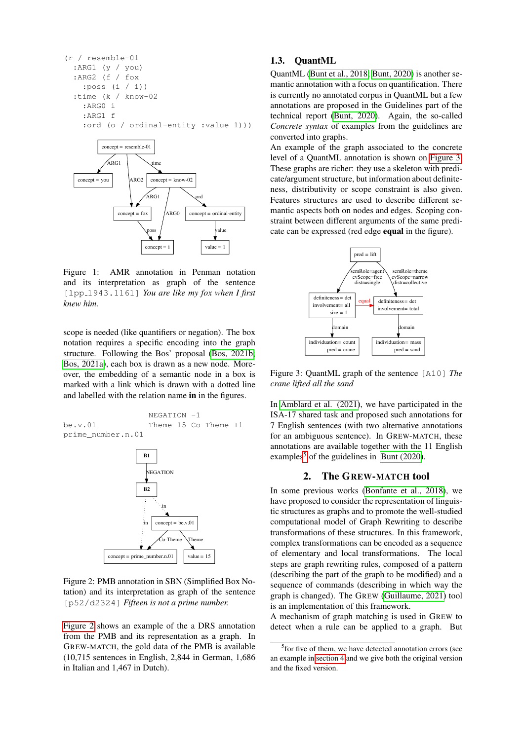```
(r / resemble-01
  :ARG1 (y / you)
  :ARG2 (f / fox
    :poss (i / i))
  :time (k / know-02
    :ARG0 i
    :ARG1 f
    :ord (o / ordinal-entity :value 1)))
```

Figure 1: AMR annotation in Penman notation and its interpretation as graph of the sentence [lpp_1943.1161] *You are like my fox when I first knew him.*

scope is needed (like quantifiers or negation). The box notation requires a specific encoding into the graph structure. Following the Bos' proposal (Bos, 2021b; Bos, 2021a), each box is drawn as a new node. Moreover, the embedding of a semantic node in a box is marked with a link which is drawn with a dotted line and labelled with the relation name **in** in the figures.

```
                           NEGATION -1
be.v.01                    Theme 15 Co-Theme +1
prime_number.n.01
```

Figure 2: PMB annotation in SBN (Simplified Box Notation) and its interpretation as graph of the sentence [p52/d2324] *Fifteen is not a prime number.*

Figure 2 shows an example of the a DRS annotation from the PMB and its representation as a graph. In GREW-MATCH, the gold data of the PMB is available (10,715 sentences in English, 2,844 in German, 1,686 in Italian and 1,467 in Dutch).

## 1.3. QuantML

QuantML (Bunt et al., 2018; Bunt, 2020) is another semantic annotation with a focus on quantification. There is currently no annotated corpus in QuantML but a few annotations are proposed in the Guidelines part of the technical report (Bunt, 2020). Again, the so-called *Concrete syntax* of examples from the guidelines are converted into graphs.

An example of the graph associated to the concrete level of a QuantML annotation is shown on Figure 3. These graphs are richer: they use a skeleton with predicate/argument structure, but information about definiteness, distributivity or scope constraint is also given. Features structures are used to describe different semantic aspects both on nodes and edges. Scoping constraint between different arguments of the same predicate can be expressed (red edge **equal** in the figure).

Figure 3: QuantML graph of the sentence [A10] *The crane lifted all the sand*

In Amblard et al. (2021), we have participated in the ISA-17 shared task and proposed such annotations for 7 English sentences (with two alternative annotations for an ambiguous sentence). In GREW-MATCH, these annotations are available together with the 11 English examples[5] of the guidelines in Bunt (2020).

## 2. The GREW-MATCH tool

In some previous works (Bonfante et al., 2018), we have proposed to consider the representation of linguistic structures as graphs and to promote the well-studied computational model of Graph Rewriting to describe transformations of these structures. In this framework, complex transformations can be encoded as a sequence of elementary and local transformations. The local steps are graph rewriting rules, composed of a pattern (describing the part of the graph to be modified) and a sequence of commands (describing in which way the graph is changed). The GREW (Guillaume, 2021) tool is an implementation of this framework.

A mechanism of graph matching is used in GREW to detect when a rule can be applied to a graph. But

[5] for five of them, we have detected annotation errors (see an example in section 4) and we give both the original version and the fixed version.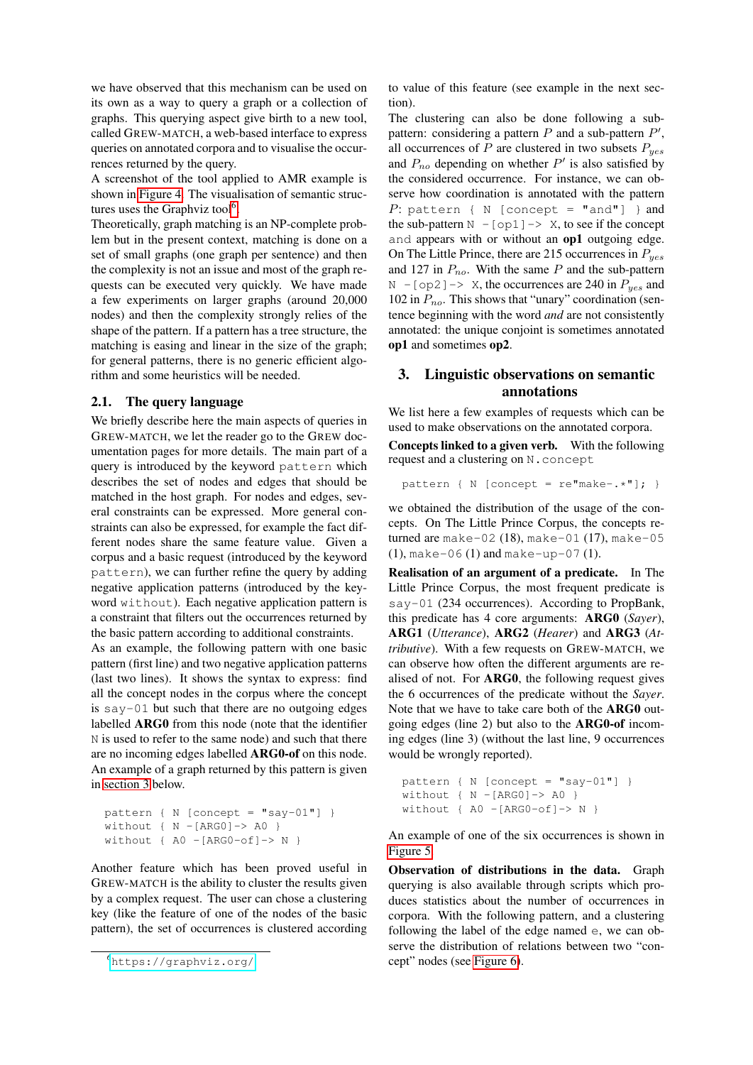we have observed that this mechanism can be used on its own as a way to query a graph or a collection of graphs. This querying aspect give birth to a new tool, called GREW-MATCH, a web-based interface to express queries on annotated corpora and to visualise the occurrences returned by the query.

A screenshot of the tool applied to AMR example is shown in Figure 4. The visualisation of semantic structures uses the Graphviz tool[6].

Theoretically, graph matching is an NP-complete problem but in the present context, matching is done on a set of small graphs (one graph per sentence) and then the complexity is not an issue and most of the graph requests can be executed very quickly. We have made a few experiments on larger graphs (around 20,000 nodes) and then the complexity strongly relies of the shape of the pattern. If a pattern has a tree structure, the matching is easing and linear in the size of the graph; for general patterns, there is no generic efficient algorithm and some heuristics will be needed.

### 2.1. The query language

We briefly describe here the main aspects of queries in GREW-MATCH, we let the reader go to the GREW documentation pages for more details. The main part of a query is introduced by the keyword `pattern` which describes the set of nodes and edges that should be matched in the host graph. For nodes and edges, several constraints can be expressed. More general constraints can also be expressed, for example the fact different nodes share the same feature value. Given a corpus and a basic request (introduced by the keyword `pattern`), we can further refine the query by adding negative application patterns (introduced by the keyword `without`). Each negative application pattern is a constraint that filters out the occurrences returned by the basic pattern according to additional constraints.

As an example, the following pattern with one basic pattern (first line) and two negative application patterns (last two lines). It shows the syntax to express: find all the concept nodes in the corpus where the concept is `say-01` but such that there are no outgoing edges labelled **ARG0** from this node (note that the identifier `N` is used to refer to the same node) and such that there are no incoming edges labelled **ARG0-of** on this node. An example of a graph returned by this pattern is given in section 3 below.

```
pattern { N [concept = "say-01"] }
without { N -[ARG0]-> A0 }
without { A0 -[ARG0-of]-> N }
```

Another feature which has been proved useful in GREW-MATCH is the ability to cluster the results given by a complex request. The user can chose a clustering key (like the feature of one of the nodes of the basic pattern), the set of occurrences is clustered according to value of this feature (see example in the next section).

The clustering can also be done following a sub-pattern: considering a pattern $P$ and a sub-pattern $P'$, all occurrences of $P$ are clustered in two subsets $P_{yes}$ and $P_{no}$ depending on whether $P'$ is also satisfied by the considered occurrence. For instance, we can observe how coordination is annotated with the pattern $P$: `pattern { N [concept = "and"] }` and the sub-pattern `N -[op1]-> X`, to see if the concept `and` appears with or without an **op1** outgoing edge. On The Little Prince, there are 215 occurrences in $P_{yes}$ and 127 in $P_{no}$. With the same $P$ and the sub-pattern `N -[op2]-> X`, the occurrences are 240 in $P_{yes}$ and 102 in $P_{no}$. This shows that "unary" coordination (sentence beginning with the word *and* are not consistently annotated: the unique conjoint is sometimes annotated **op1** and sometimes **op2**.

## 3. Linguistic observations on semantic annotations

We list here a few examples of requests which can be used to make observations on the annotated corpora.

**Concepts linked to a given verb.** With the following request and a clustering on `N.concept`

```
pattern { N [concept = re"make-.*"]; }
```

we obtained the distribution of the usage of the concepts. On The Little Prince Corpus, the concepts returned are `make-02` (18), `make-01` (17), `make-05` (1), `make-06` (1) and `make-up-07` (1).

**Realisation of an argument of a predicate.** In The Little Prince Corpus, the most frequent predicate is `say-01` (234 occurrences). According to PropBank, this predicate has 4 core arguments: **ARG0** (*Sayer*), **ARG1** (*Utterance*), **ARG2** (*Hearer*) and **ARG3** (*Attributive*). With a few requests on GREW-MATCH, we can observe how often the different arguments are realised of not. For **ARG0**, the following request gives the 6 occurrences of the predicate without the *Sayer*. Note that we have to take care both of the **ARG0** outgoing edges (line 2) but also to the **ARG0-of** incoming edges (line 3) (without the last line, 9 occurrences would be wrongly reported).

```
pattern { N [concept = "say-01"] }
without { N -[ARG0]-> A0 }
without { A0 -[ARG0-of]-> N }
```

An example of one of the six occurrences is shown in Figure 5.

**Observation of distributions in the data.** Graph querying is also available through scripts which produces statistics about the number of occurrences in corpora. With the following pattern, and a clustering following the label of the edge named `e`, we can observe the distribution of relations between two "concept" nodes (see Figure 6).

[6] https://graphviz.org/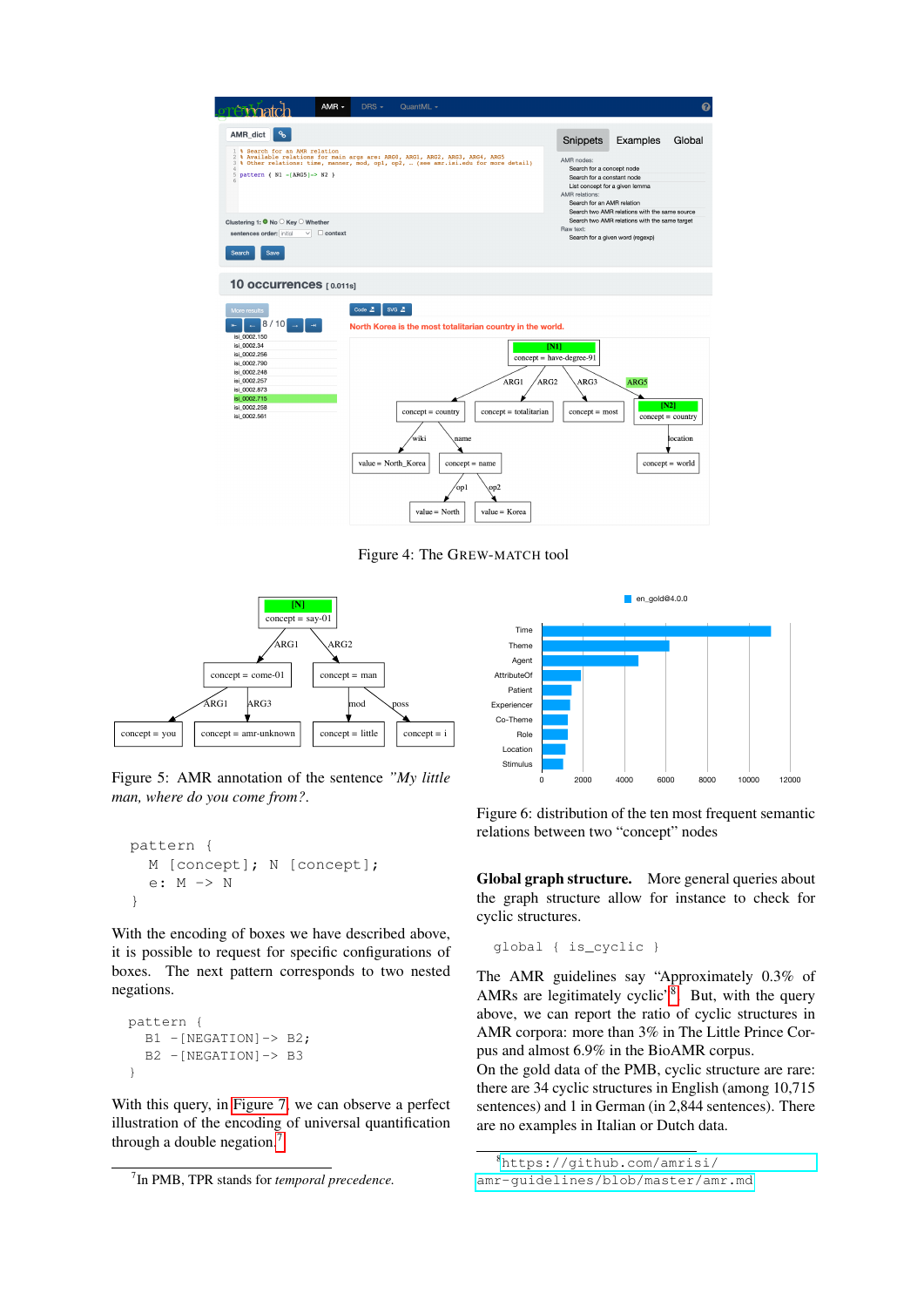Figure 4: The GREW-MATCH tool

Figure 5: AMR annotation of the sentence *"My little man, where do you come from?*.

```
pattern {
  M [concept]; N [concept];
  e: M -> N
}
```

With the encoding of boxes we have described above, it is possible to request for specific configurations of boxes. The next pattern corresponds to two nested negations.

```
pattern {
  B1 -[NEGATION]-> B2;
  B2 -[NEGATION]-> B3
}
```

With this query, in Figure 7, we can observe a perfect illustration of the encoding of universal quantification through a double negation.[7]

[7] In PMB, TPR stands for *temporal precedence*.

Figure 6: distribution of the ten most frequent semantic relations between two "concept" nodes

**Global graph structure.** More general queries about the graph structure allow for instance to check for cyclic structures.

```
global { is_cyclic }
```

The AMR guidelines say "Approximately 0.3% of AMRs are legitimately cyclic".[8] But, with the query above, we can report the ratio of cyclic structures in AMR corpora: more than 3% in The Little Prince Corpus and almost 6.9% in the BioAMR corpus.
On the gold data of the PMB, cyclic structure are rare: there are 34 cyclic structures in English (among 10,715 sentences) and 1 in German (in 2,844 sentences). There are no examples in Italian or Dutch data.

[8] https://github.com/amrisi/amr-guidelines/blob/master/amr.md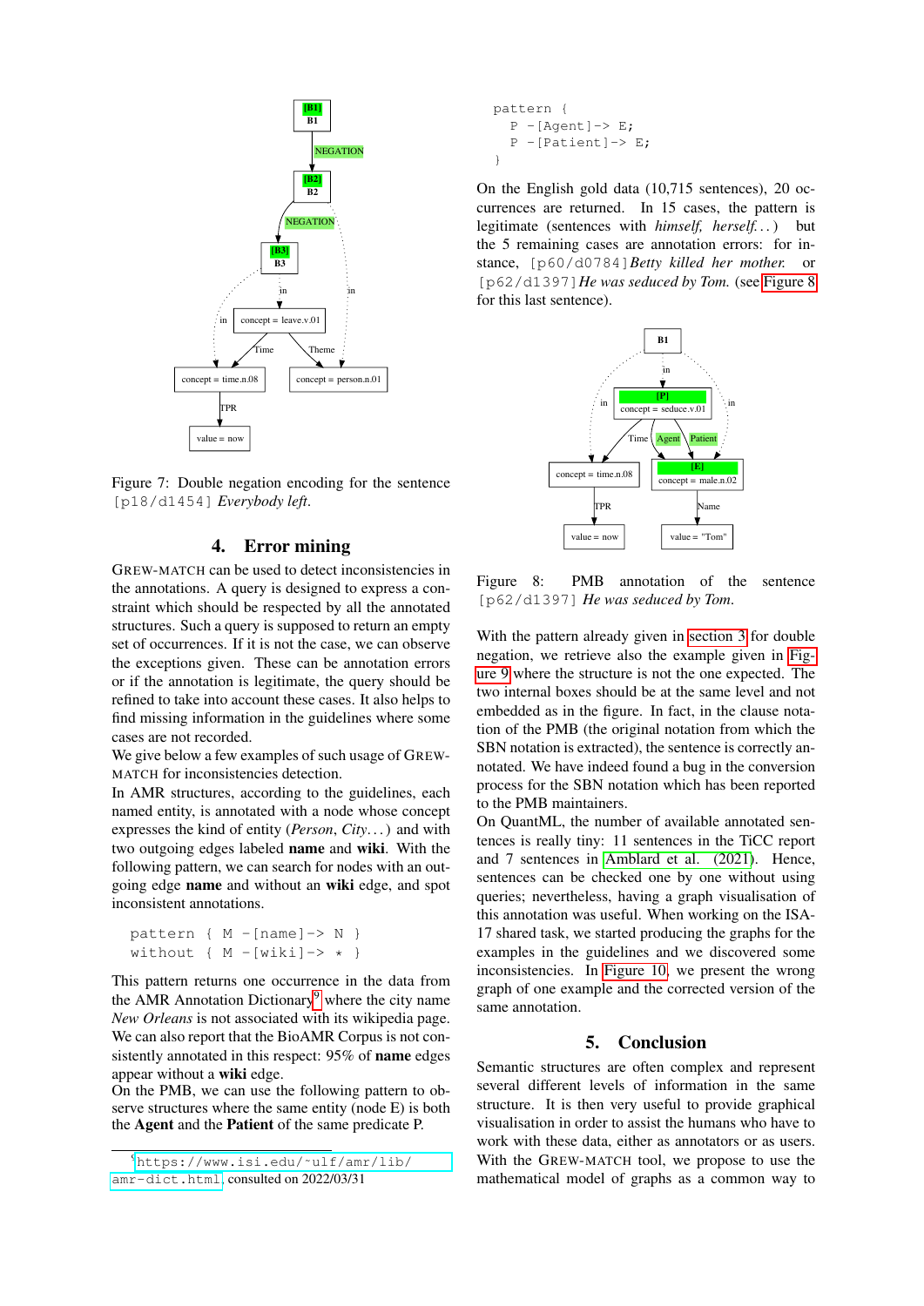Figure 7: Double negation encoding for the sentence [p18/d1454] *Everybody left.*

## 4. Error mining

Grew-match can be used to detect inconsistencies in the annotations. A query is designed to express a constraint which should be respected by all the annotated structures. Such a query is supposed to return an empty set of occurrences. If it is not the case, we can observe the exceptions given. These can be annotation errors or if the annotation is legitimate, the query should be refined to take into account these cases. It also helps to find missing information in the guidelines where some cases are not recorded.

We give below a few examples of such usage of Grew-match for inconsistencies detection.

In AMR structures, according to the guidelines, each named entity, is annotated with a node whose concept expresses the kind of entity (*Person*, *City*...) and with two outgoing edges labeled **name** and **wiki**. With the following pattern, we can search for nodes with an outgoing edge **name** and without an **wiki** edge, and spot inconsistent annotations.

```
pattern { M -[name]-> N }
without { M -[wiki]-> * }
```

This pattern returns one occurrence in the data from the AMR Annotation Dictionary[9] where the city name *New Orleans* is not associated with its wikipedia page. We can also report that the BioAMR Corpus is not consistently annotated in this respect: 95% of **name** edges appear without a **wiki** edge.

On the PMB, we can use the following pattern to observe structures where the same entity (node E) is both the **Agent** and the **Patient** of the same predicate P.

[9] https://www.isi.edu/~ulf/amr/lib/amr-dict.html, consulted on 2022/03/31

```
pattern {
  P -[Agent]-> E;
  P -[Patient]-> E;
}
```

On the English gold data (10,715 sentences), 20 occurrences are returned. In 15 cases, the pattern is legitimate (sentences with *himself, herself...*) but the 5 remaining cases are annotation errors: for instance, [p60/d0784]*Betty killed her mother.* or [p62/d1397]*He was seduced by Tom.* (see Figure 8 for this last sentence).

Figure 8: PMB annotation of the sentence [p62/d1397] *He was seduced by Tom.*

With the pattern already given in section 3 for double negation, we retrieve also the example given in Figure 9 where the structure is not the one expected. The two internal boxes should be at the same level and not embedded as in the figure. In fact, in the clause notation of the PMB (the original notation from which the SBN notation is extracted), the sentence is correctly annotated. We have indeed found a bug in the conversion process for the SBN notation which has been reported to the PMB maintainers.

On QuantML, the number of available annotated sentences is really tiny: 11 sentences in the TiCC report and 7 sentences in Amblard et al. (2021). Hence, sentences can be checked one by one without using queries; nevertheless, having a graph visualisation of this annotation was useful. When working on the ISA-17 shared task, we started producing the graphs for the examples in the guidelines and we discovered some inconsistencies. In Figure 10, we present the wrong graph of one example and the corrected version of the same annotation.

## 5. Conclusion

Semantic structures are often complex and represent several different levels of information in the same structure. It is then very useful to provide graphical visualisation in order to assist the humans who have to work with these data, either as annotators or as users. With the Grew-match tool, we propose to use the mathematical model of graphs as a common way to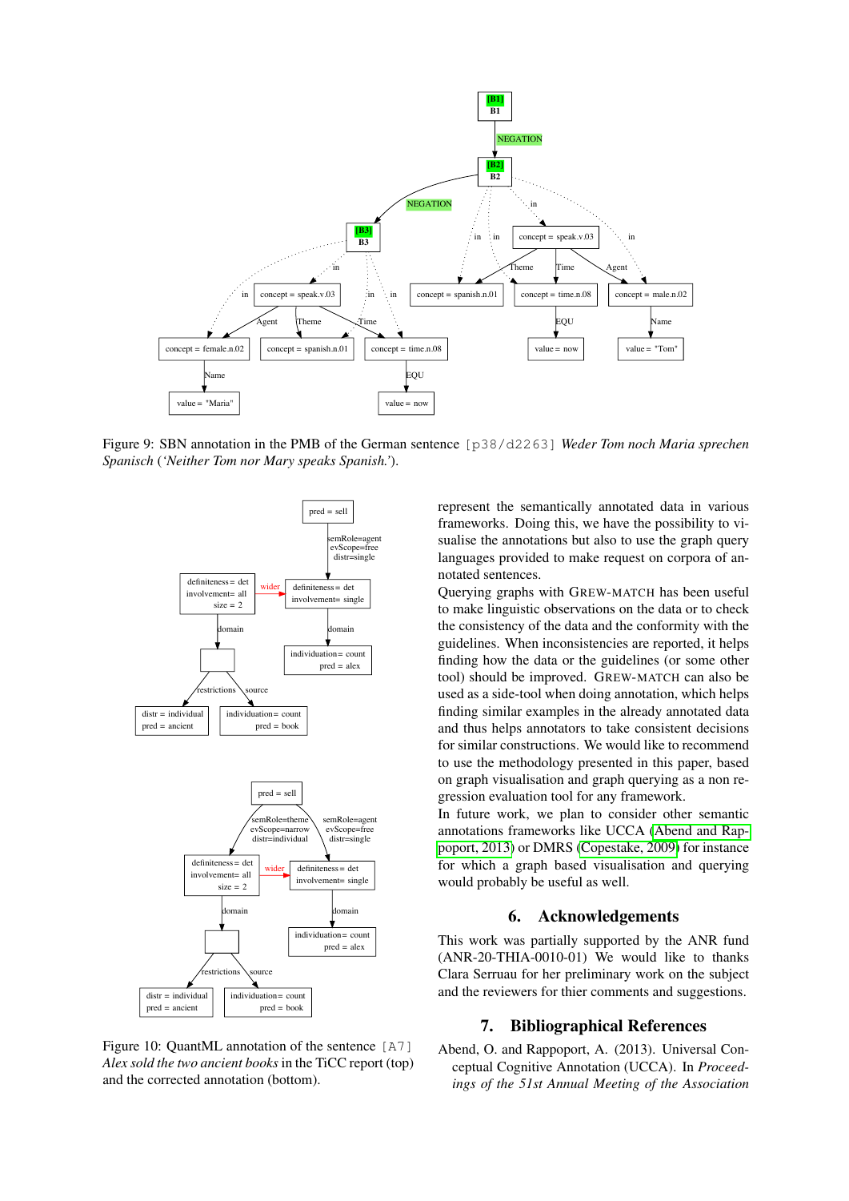Figure 9: SBN annotation in the PMB of the German sentence `[p38/d2263]` *Weder Tom noch Maria sprechen Spanisch* (*'Neither Tom nor Mary speaks Spanish.'*).

Figure 10: QuantML annotation of the sentence `[A7]` *Alex sold the two ancient books* in the TiCC report (top) and the corrected annotation (bottom).

represent the semantically annotated data in various frameworks. Doing this, we have the possibility to visualise the annotations but also to use the graph query languages provided to make request on corpora of annotated sentences.

Querying graphs with GREW-MATCH has been useful to make linguistic observations on the data or to check the consistency of the data and the conformity with the guidelines. When inconsistencies are reported, it helps finding how the data or the guidelines (or some other tool) should be improved. GREW-MATCH can also be used as a side-tool when doing annotation, which helps finding similar examples in the already annotated data and thus helps annotators to take consistent decisions for similar constructions. We would like to recommend to use the methodology presented in this paper, based on graph visualisation and graph querying as a non regression evaluation tool for any framework.

In future work, we plan to consider other semantic annotations frameworks like UCCA (Abend and Rappoport, 2013) or DMRS (Copestake, 2009) for instance for which a graph based visualisation and querying would probably be useful as well.

## 6. Acknowledgements

This work was partially supported by the ANR fund (ANR-20-THIA-0010-01) We would like to thanks Clara Serruau for her preliminary work on the subject and the reviewers for thier comments and suggestions.

## 7. Bibliographical References

Abend, O. and Rappoport, A. (2013). Universal Conceptual Cognitive Annotation (UCCA). In *Proceedings of the 51st Annual Meeting of the Association*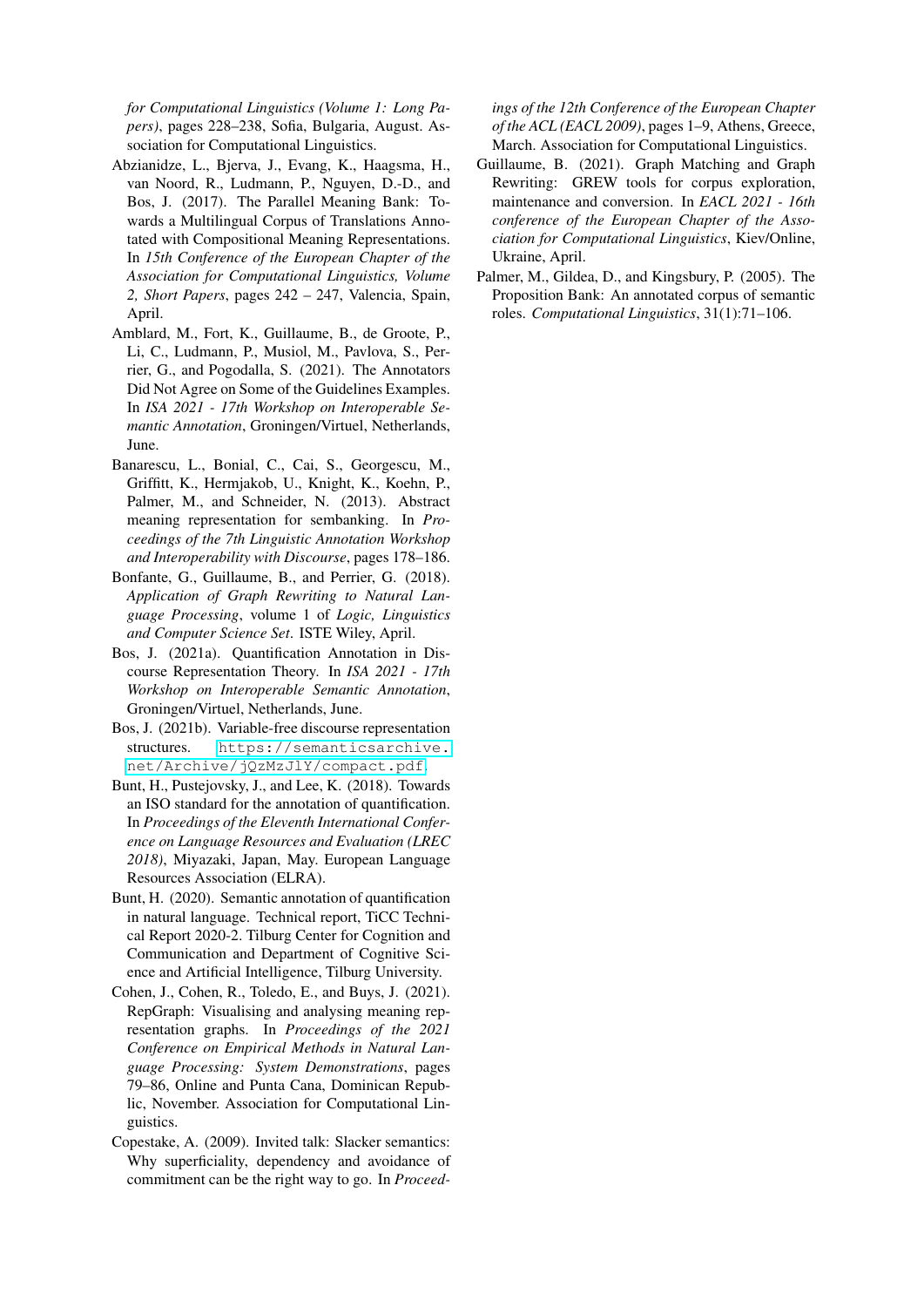*for Computational Linguistics (Volume 1: Long Papers)*, pages 228–238, Sofia, Bulgaria, August. Association for Computational Linguistics.

Abzianidze, L., Bjerva, J., Evang, K., Haagsma, H., van Noord, R., Ludmann, P., Nguyen, D.-D., and Bos, J. (2017). The Parallel Meaning Bank: Towards a Multilingual Corpus of Translations Annotated with Compositional Meaning Representations. In *15th Conference of the European Chapter of the Association for Computational Linguistics, Volume 2, Short Papers*, pages 242 – 247, Valencia, Spain, April.

Amblard, M., Fort, K., Guillaume, B., de Groote, P., Li, C., Ludmann, P., Musiol, M., Pavlova, S., Perrier, G., and Pogodalla, S. (2021). The Annotators Did Not Agree on Some of the Guidelines Examples. In *ISA 2021 - 17th Workshop on Interoperable Semantic Annotation*, Groningen/Virtuel, Netherlands, June.

Banarescu, L., Bonial, C., Cai, S., Georgescu, M., Griffitt, K., Hermjakob, U., Knight, K., Koehn, P., Palmer, M., and Schneider, N. (2013). Abstract meaning representation for sembanking. In *Proceedings of the 7th Linguistic Annotation Workshop and Interoperability with Discourse*, pages 178–186.

Bonfante, G., Guillaume, B., and Perrier, G. (2018). *Application of Graph Rewriting to Natural Language Processing*, volume 1 of *Logic, Linguistics and Computer Science Set*. ISTE Wiley, April.

Bos, J. (2021a). Quantification Annotation in Discourse Representation Theory. In *ISA 2021 - 17th Workshop on Interoperable Semantic Annotation*, Groningen/Virtuel, Netherlands, June.

Bos, J. (2021b). Variable-free discourse representation structures. https://semanticsarchive.net/Archive/jQzMzJlY/compact.pdf.

Bunt, H., Pustejovsky, J., and Lee, K. (2018). Towards an ISO standard for the annotation of quantification. In *Proceedings of the Eleventh International Conference on Language Resources and Evaluation (LREC 2018)*, Miyazaki, Japan, May. European Language Resources Association (ELRA).

Bunt, H. (2020). Semantic annotation of quantification in natural language. Technical report, TiCC Technical Report 2020-2. Tilburg Center for Cognition and Communication and Department of Cognitive Science and Artificial Intelligence, Tilburg University.

Cohen, J., Cohen, R., Toledo, E., and Buys, J. (2021). RepGraph: Visualising and analysing meaning representation graphs. In *Proceedings of the 2021 Conference on Empirical Methods in Natural Language Processing: System Demonstrations*, pages 79–86, Online and Punta Cana, Dominican Republic, November. Association for Computational Linguistics.

Copestake, A. (2009). Invited talk: Slacker semantics: Why superficiality, dependency and avoidance of commitment can be the right way to go. In *Proceedings of the 12th Conference of the European Chapter of the ACL (EACL 2009)*, pages 1–9, Athens, Greece, March. Association for Computational Linguistics.

Guillaume, B. (2021). Graph Matching and Graph Rewriting: GREW tools for corpus exploration, maintenance and conversion. In *EACL 2021 - 16th conference of the European Chapter of the Association for Computational Linguistics*, Kiev/Online, Ukraine, April.

Palmer, M., Gildea, D., and Kingsbury, P. (2005). The Proposition Bank: An annotated corpus of semantic roles. *Computational Linguistics*, 31(1):71–106.